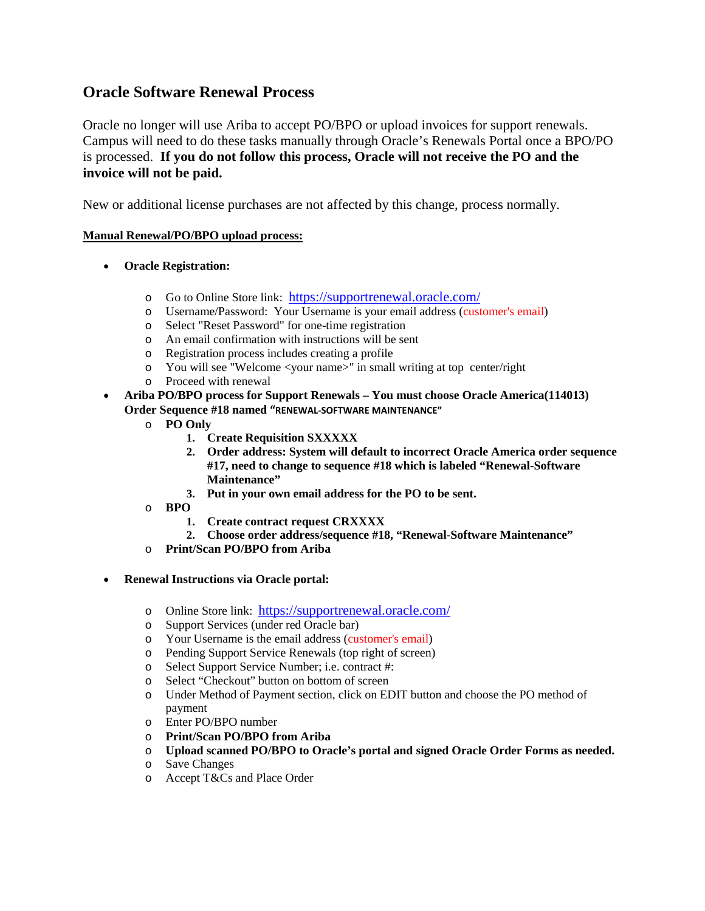# Oracle Software Renewal Process

Oracle no longer will use Ariba to accept PO/BPO or upload invoices for support renewals. Campus will need to do these tasks manually through Oracle's Renewals Portal once a BPO/PO is processed. **If you do not follow this process, Oracle will not receive the PO and the invoice will not be paid.**

New or additional license purchases are not affected by this change, process normally.

**<u>Manual Renewal/PO/BPO upload process:</u>**

- **Oracle Registration:**
  - Go to Online Store link: https://supportrenewal.oracle.com/
  - Username/Password: Your Username is your email address (customer's email)
  - Select "Reset Password" for one-time registration
  - An email confirmation with instructions will be sent
  - Registration process includes creating a profile
  - You will see "Welcome <your name>" in small writing at top center/right
  - Proceed with renewal
- **Ariba PO/BPO process for Support Renewals – You must choose Oracle America(114013) Order Sequence #18 named "RENEWAL-SOFTWARE MAINTENANCE"**
  - **PO Only**
    1. **Create Requisition SXXXXX**
    2. **Order address: System will default to incorrect Oracle America order sequence #17, need to change to sequence #18 which is labeled "Renewal-Software Maintenance"**
    3. **Put in your own email address for the PO to be sent.**
  - **BPO**
    1. **Create contract request CRXXXX**
    2. **Choose order address/sequence #18, "Renewal-Software Maintenance"**
  - **Print/Scan PO/BPO from Ariba**

- **Renewal Instructions via Oracle portal:**
  - Online Store link: https://supportrenewal.oracle.com/
  - Support Services (under red Oracle bar)
  - Your Username is the email address (customer's email)
  - Pending Support Service Renewals (top right of screen)
  - Select Support Service Number; i.e. contract #:
  - Select "Checkout" button on bottom of screen
  - Under Method of Payment section, click on EDIT button and choose the PO method of payment
  - Enter PO/BPO number
  - **Print/Scan PO/BPO from Ariba**
  - **Upload scanned PO/BPO to Oracle's portal and signed Oracle Order Forms as needed.**
  - Save Changes
  - Accept T&Cs and Place Order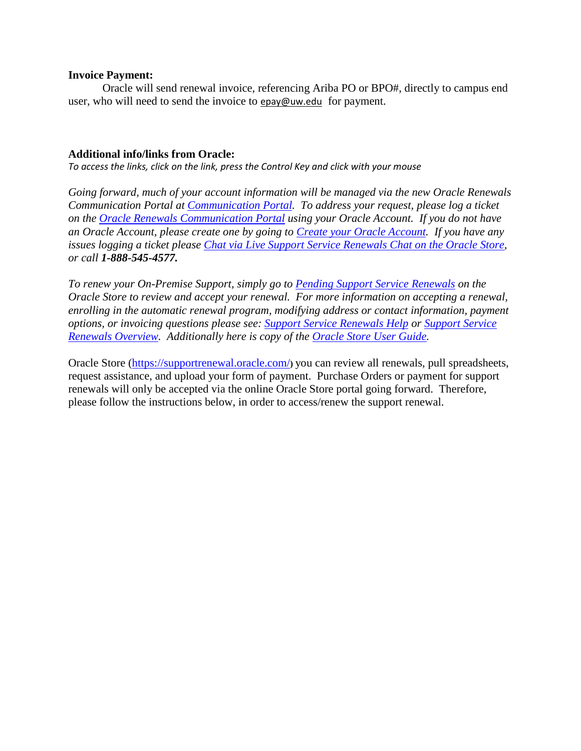**Invoice Payment:**

Oracle will send renewal invoice, referencing Ariba PO or BPO#, directly to campus end user, who will need to send the invoice to epay@uw.edu for payment.

**Additional info/links from Oracle:**

*To access the links, click on the link, press the Control Key and click with your mouse*

*Going forward, much of your account information will be managed via the new Oracle Renewals Communication Portal at Communication Portal. To address your request, please log a ticket on the Oracle Renewals Communication Portal using your Oracle Account. If you do not have an Oracle Account, please create one by going to Create your Oracle Account. If you have any issues logging a ticket please Chat via Live Support Service Renewals Chat on the Oracle Store, or call **1-888-545-4577.***

*To renew your On-Premise Support, simply go to Pending Support Service Renewals on the Oracle Store to review and accept your renewal. For more information on accepting a renewal, enrolling in the automatic renewal program, modifying address or contact information, payment options, or invoicing questions please see: Support Service Renewals Help or Support Service Renewals Overview. Additionally here is copy of the Oracle Store User Guide.*

Oracle Store (https://supportrenewal.oracle.com/) you can review all renewals, pull spreadsheets, request assistance, and upload your form of payment. Purchase Orders or payment for support renewals will only be accepted via the online Oracle Store portal going forward. Therefore, please follow the instructions below, in order to access/renew the support renewal.